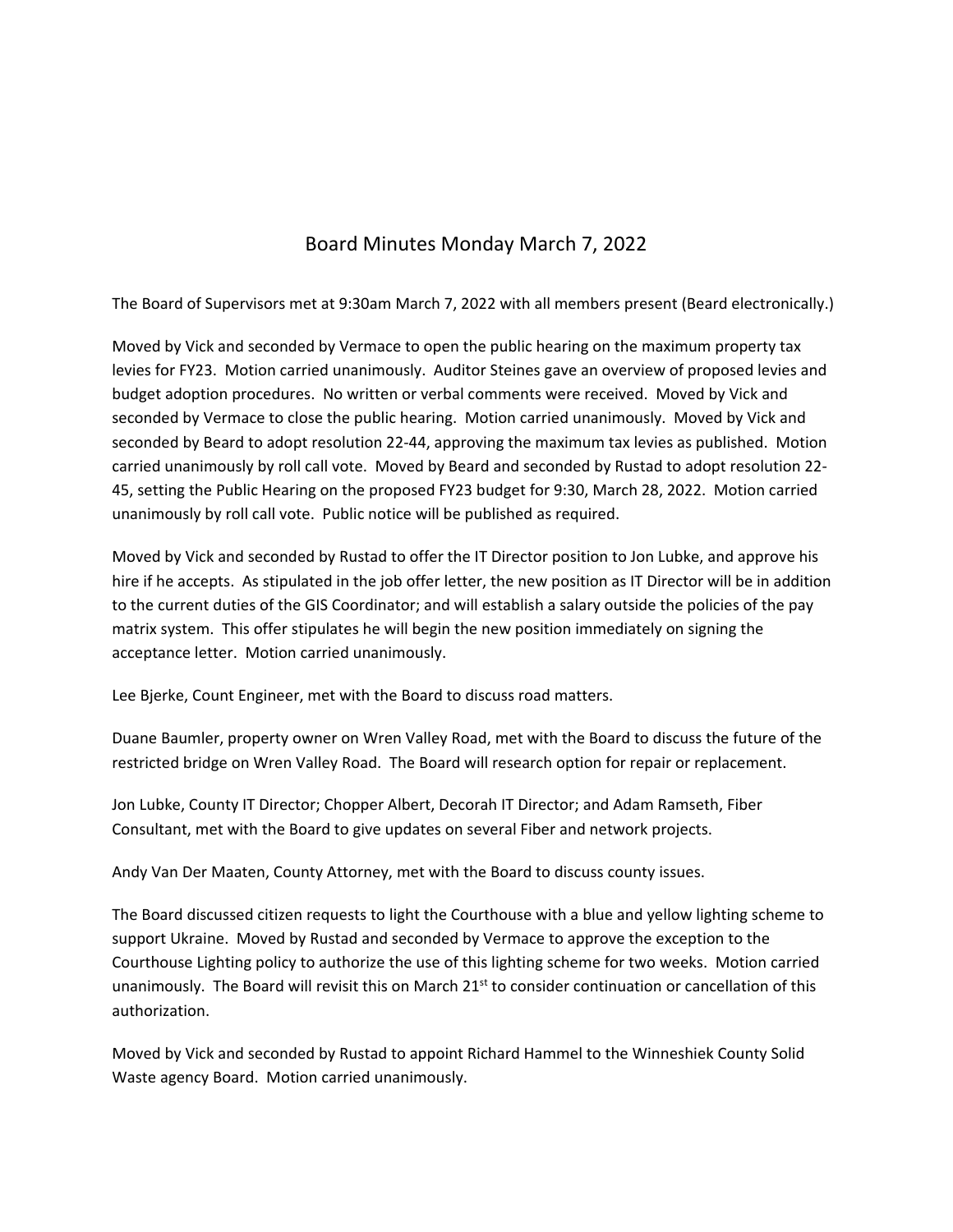# Board Minutes Monday March 7, 2022

The Board of Supervisors met at 9:30am March 7, 2022 with all members present (Beard electronically.)

Moved by Vick and seconded by Vermace to open the public hearing on the maximum property tax levies for FY23. Motion carried unanimously. Auditor Steines gave an overview of proposed levies and budget adoption procedures. No written or verbal comments were received. Moved by Vick and seconded by Vermace to close the public hearing. Motion carried unanimously. Moved by Vick and seconded by Beard to adopt resolution 22-44, approving the maximum tax levies as published. Motion carried unanimously by roll call vote. Moved by Beard and seconded by Rustad to adopt resolution 22-45, setting the Public Hearing on the proposed FY23 budget for 9:30, March 28, 2022. Motion carried unanimously by roll call vote. Public notice will be published as required.

Moved by Vick and seconded by Rustad to offer the IT Director position to Jon Lubke, and approve his hire if he accepts. As stipulated in the job offer letter, the new position as IT Director will be in addition to the current duties of the GIS Coordinator; and will establish a salary outside the policies of the pay matrix system. This offer stipulates he will begin the new position immediately on signing the acceptance letter. Motion carried unanimously.

Lee Bjerke, Count Engineer, met with the Board to discuss road matters.

Duane Baumler, property owner on Wren Valley Road, met with the Board to discuss the future of the restricted bridge on Wren Valley Road. The Board will research option for repair or replacement.

Jon Lubke, County IT Director; Chopper Albert, Decorah IT Director; and Adam Ramseth, Fiber Consultant, met with the Board to give updates on several Fiber and network projects.

Andy Van Der Maaten, County Attorney, met with the Board to discuss county issues.

The Board discussed citizen requests to light the Courthouse with a blue and yellow lighting scheme to support Ukraine. Moved by Rustad and seconded by Vermace to approve the exception to the Courthouse Lighting policy to authorize the use of this lighting scheme for two weeks. Motion carried unanimously. The Board will revisit this on March 21st to consider continuation or cancellation of this authorization.

Moved by Vick and seconded by Rustad to appoint Richard Hammel to the Winneshiek County Solid Waste agency Board. Motion carried unanimously.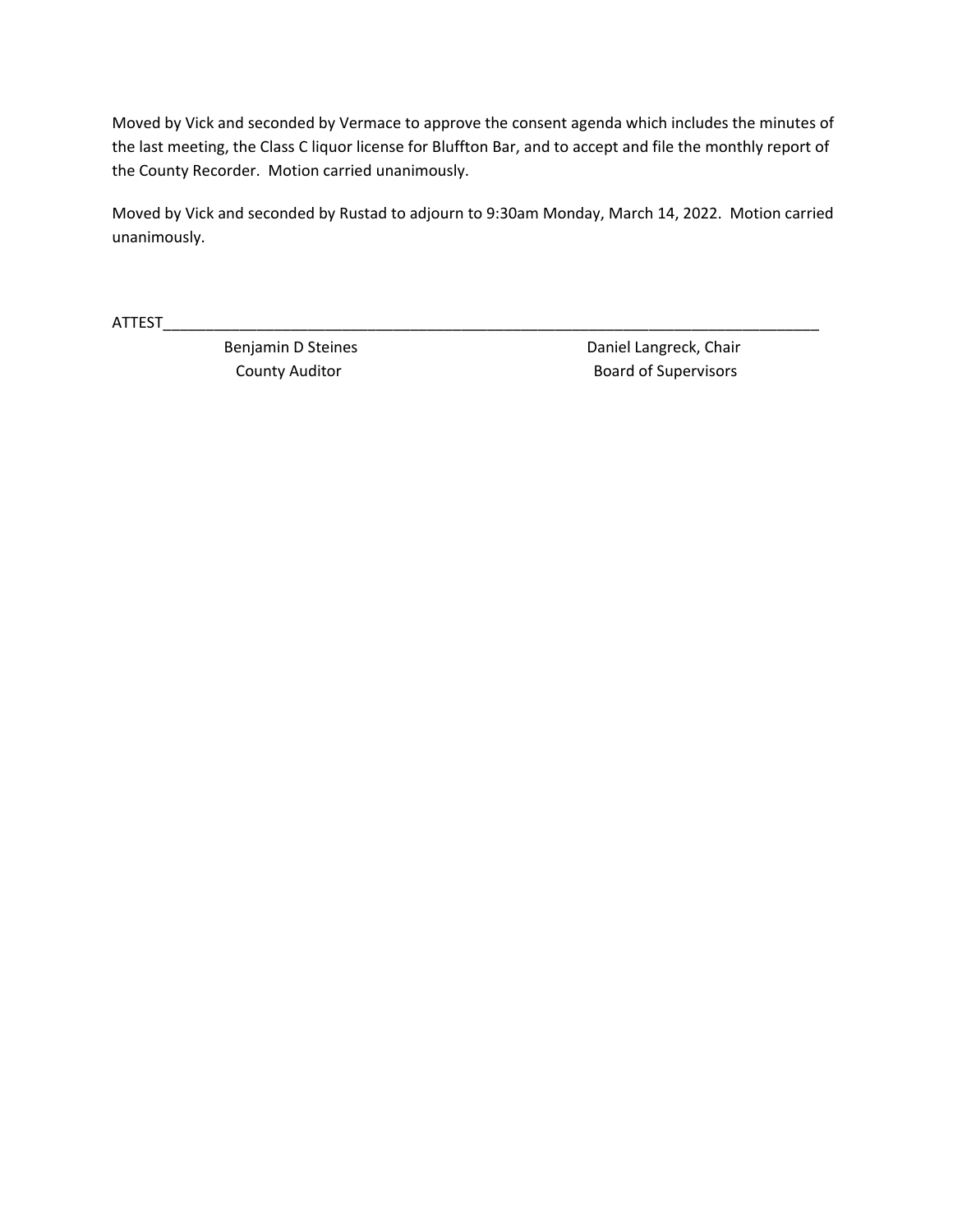Moved by Vick and seconded by Vermace to approve the consent agenda which includes the minutes of the last meeting, the Class C liquor license for Bluffton Bar, and to accept and file the monthly report of the County Recorder. Motion carried unanimously.

Moved by Vick and seconded by Rustad to adjourn to 9:30am Monday, March 14, 2022. Motion carried unanimously.

ATTEST\_\_\_\_\_\_\_\_\_\_\_\_\_\_\_\_\_\_\_\_\_\_\_\_\_\_\_\_\_\_\_\_\_\_\_\_\_\_\_\_\_\_\_\_\_\_\_\_\_\_\_\_\_\_\_\_\_\_\_\_\_\_\_\_\_\_\_\_\_\_\_\_

| | |
|---|---|
| Benjamin D Steines | Daniel Langreck, Chair |
| County Auditor | Board of Supervisors |